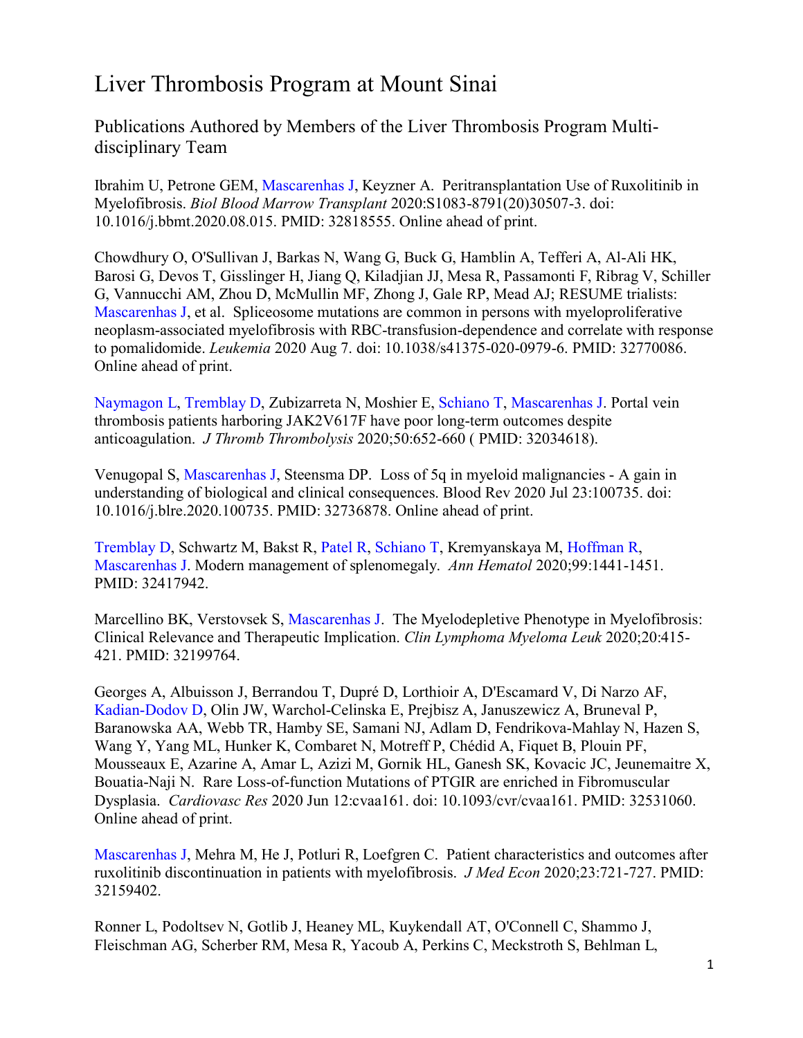# Liver Thrombosis Program at Mount Sinai

## Publications Authored by Members of the Liver Thrombosis Program Multi-disciplinary Team

Ibrahim U, Petrone GEM, Mascarenhas J, Keyzner A. Peritransplantation Use of Ruxolitinib in Myelofibrosis. *Biol Blood Marrow Transplant* 2020:S1083-8791(20)30507-3. doi: 10.1016/j.bbmt.2020.08.015. PMID: 32818555. Online ahead of print.

Chowdhury O, O'Sullivan J, Barkas N, Wang G, Buck G, Hamblin A, Tefferi A, Al-Ali HK, Barosi G, Devos T, Gisslinger H, Jiang Q, Kiladjian JJ, Mesa R, Passamonti F, Ribrag V, Schiller G, Vannucchi AM, Zhou D, McMullin MF, Zhong J, Gale RP, Mead AJ; RESUME trialists: Mascarenhas J, et al. Spliceosome mutations are common in persons with myeloproliferative neoplasm-associated myelofibrosis with RBC-transfusion-dependence and correlate with response to pomalidomide. *Leukemia* 2020 Aug 7. doi: 10.1038/s41375-020-0979-6. PMID: 32770086. Online ahead of print.

Naymagon L, Tremblay D, Zubizarreta N, Moshier E, Schiano T, Mascarenhas J. Portal vein thrombosis patients harboring JAK2V617F have poor long-term outcomes despite anticoagulation. *J Thromb Thrombolysis* 2020;50:652-660 ( PMID: 32034618).

Venugopal S, Mascarenhas J, Steensma DP. Loss of 5q in myeloid malignancies - A gain in understanding of biological and clinical consequences. Blood Rev 2020 Jul 23:100735. doi: 10.1016/j.blre.2020.100735. PMID: 32736878. Online ahead of print.

Tremblay D, Schwartz M, Bakst R, Patel R, Schiano T, Kremyanskaya M, Hoffman R, Mascarenhas J. Modern management of splenomegaly. *Ann Hematol* 2020;99:1441-1451. PMID: 32417942.

Marcellino BK, Verstovsek S, Mascarenhas J. The Myelodepletive Phenotype in Myelofibrosis: Clinical Relevance and Therapeutic Implication. *Clin Lymphoma Myeloma Leuk* 2020;20:415-421. PMID: 32199764.

Georges A, Albuisson J, Berrandou T, Dupré D, Lorthioir A, D'Escamard V, Di Narzo AF, Kadian-Dodov D, Olin JW, Warchol-Celinska E, Prejbisz A, Januszewicz A, Bruneval P, Baranowska AA, Webb TR, Hamby SE, Samani NJ, Adlam D, Fendrikova-Mahlay N, Hazen S, Wang Y, Yang ML, Hunker K, Combaret N, Motreff P, Chédid A, Fiquet B, Plouin PF, Mousseaux E, Azarine A, Amar L, Azizi M, Gornik HL, Ganesh SK, Kovacic JC, Jeunemaitre X, Bouatia-Naji N. Rare Loss-of-function Mutations of PTGIR are enriched in Fibromuscular Dysplasia. *Cardiovasc Res* 2020 Jun 12:cvaa161. doi: 10.1093/cvr/cvaa161. PMID: 32531060. Online ahead of print.

Mascarenhas J, Mehra M, He J, Potluri R, Loefgren C. Patient characteristics and outcomes after ruxolitinib discontinuation in patients with myelofibrosis. *J Med Econ* 2020;23:721-727. PMID: 32159402.

Ronner L, Podoltsev N, Gotlib J, Heaney ML, Kuykendall AT, O'Connell C, Shammo J, Fleischman AG, Scherber RM, Mesa R, Yacoub A, Perkins C, Meckstroth S, Behlman L,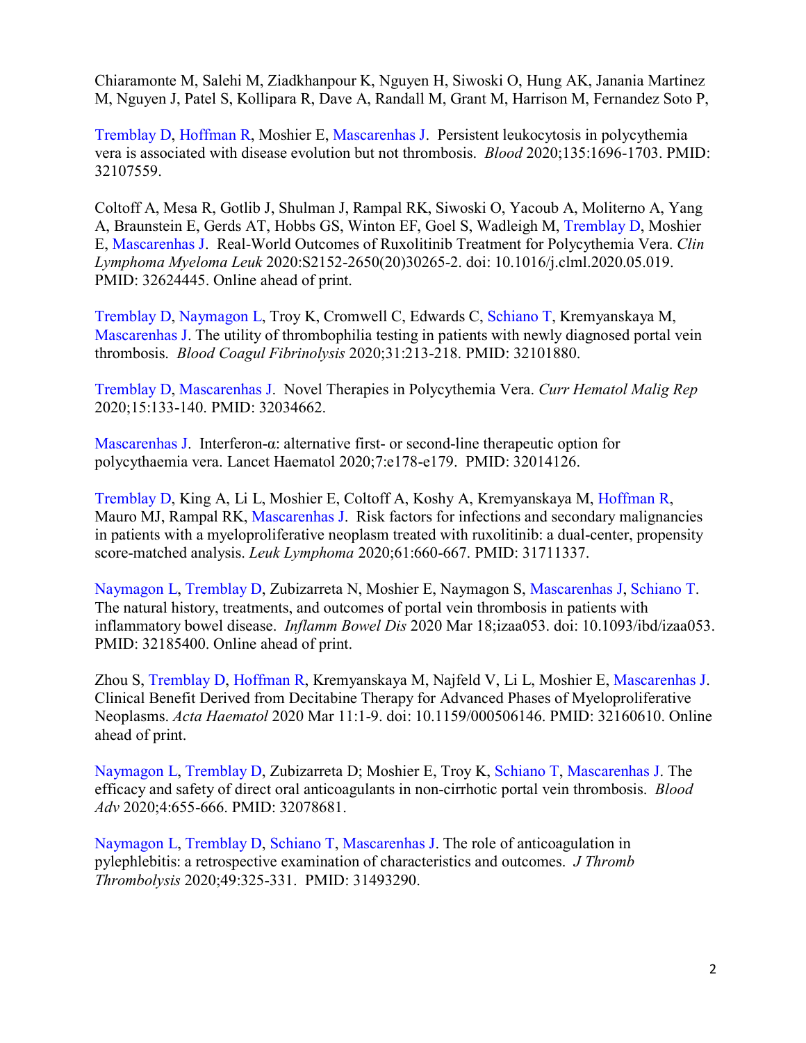Chiaramonte M, Salehi M, Ziadkhanpour K, Nguyen H, Siwoski O, Hung AK, Janania Martinez M, Nguyen J, Patel S, Kollipara R, Dave A, Randall M, Grant M, Harrison M, Fernandez Soto P,

Tremblay D, Hoffman R, Moshier E, Mascarenhas J. Persistent leukocytosis in polycythemia vera is associated with disease evolution but not thrombosis. *Blood* 2020;135:1696-1703. PMID: 32107559.

Coltoff A, Mesa R, Gotlib J, Shulman J, Rampal RK, Siwoski O, Yacoub A, Moliterno A, Yang A, Braunstein E, Gerds AT, Hobbs GS, Winton EF, Goel S, Wadleigh M, Tremblay D, Moshier E, Mascarenhas J. Real-World Outcomes of Ruxolitinib Treatment for Polycythemia Vera. *Clin Lymphoma Myeloma Leuk* 2020:S2152-2650(20)30265-2. doi: 10.1016/j.clml.2020.05.019. PMID: 32624445. Online ahead of print.

Tremblay D, Naymagon L, Troy K, Cromwell C, Edwards C, Schiano T, Kremyanskaya M, Mascarenhas J. The utility of thrombophilia testing in patients with newly diagnosed portal vein thrombosis. *Blood Coagul Fibrinolysis* 2020;31:213-218. PMID: 32101880.

Tremblay D, Mascarenhas J. Novel Therapies in Polycythemia Vera. *Curr Hematol Malig Rep* 2020;15:133-140. PMID: 32034662.

Mascarenhas J. Interferon-α: alternative first- or second-line therapeutic option for polycythaemia vera. Lancet Haematol 2020;7:e178-e179. PMID: 32014126.

Tremblay D, King A, Li L, Moshier E, Coltoff A, Koshy A, Kremyanskaya M, Hoffman R, Mauro MJ, Rampal RK, Mascarenhas J. Risk factors for infections and secondary malignancies in patients with a myeloproliferative neoplasm treated with ruxolitinib: a dual-center, propensity score-matched analysis. *Leuk Lymphoma* 2020;61:660-667. PMID: 31711337.

Naymagon L, Tremblay D, Zubizarreta N, Moshier E, Naymagon S, Mascarenhas J, Schiano T. The natural history, treatments, and outcomes of portal vein thrombosis in patients with inflammatory bowel disease. *Inflamm Bowel Dis* 2020 Mar 18;izaa053. doi: 10.1093/ibd/izaa053. PMID: 32185400. Online ahead of print.

Zhou S, Tremblay D, Hoffman R, Kremyanskaya M, Najfeld V, Li L, Moshier E, Mascarenhas J. Clinical Benefit Derived from Decitabine Therapy for Advanced Phases of Myeloproliferative Neoplasms. *Acta Haematol* 2020 Mar 11:1-9. doi: 10.1159/000506146. PMID: 32160610. Online ahead of print.

Naymagon L, Tremblay D, Zubizarreta D; Moshier E, Troy K, Schiano T, Mascarenhas J. The efficacy and safety of direct oral anticoagulants in non-cirrhotic portal vein thrombosis. *Blood Adv* 2020;4:655-666. PMID: 32078681.

Naymagon L, Tremblay D, Schiano T, Mascarenhas J. The role of anticoagulation in pylephlebitis: a retrospective examination of characteristics and outcomes. *J Thromb Thrombolysis* 2020;49:325-331. PMID: 31493290.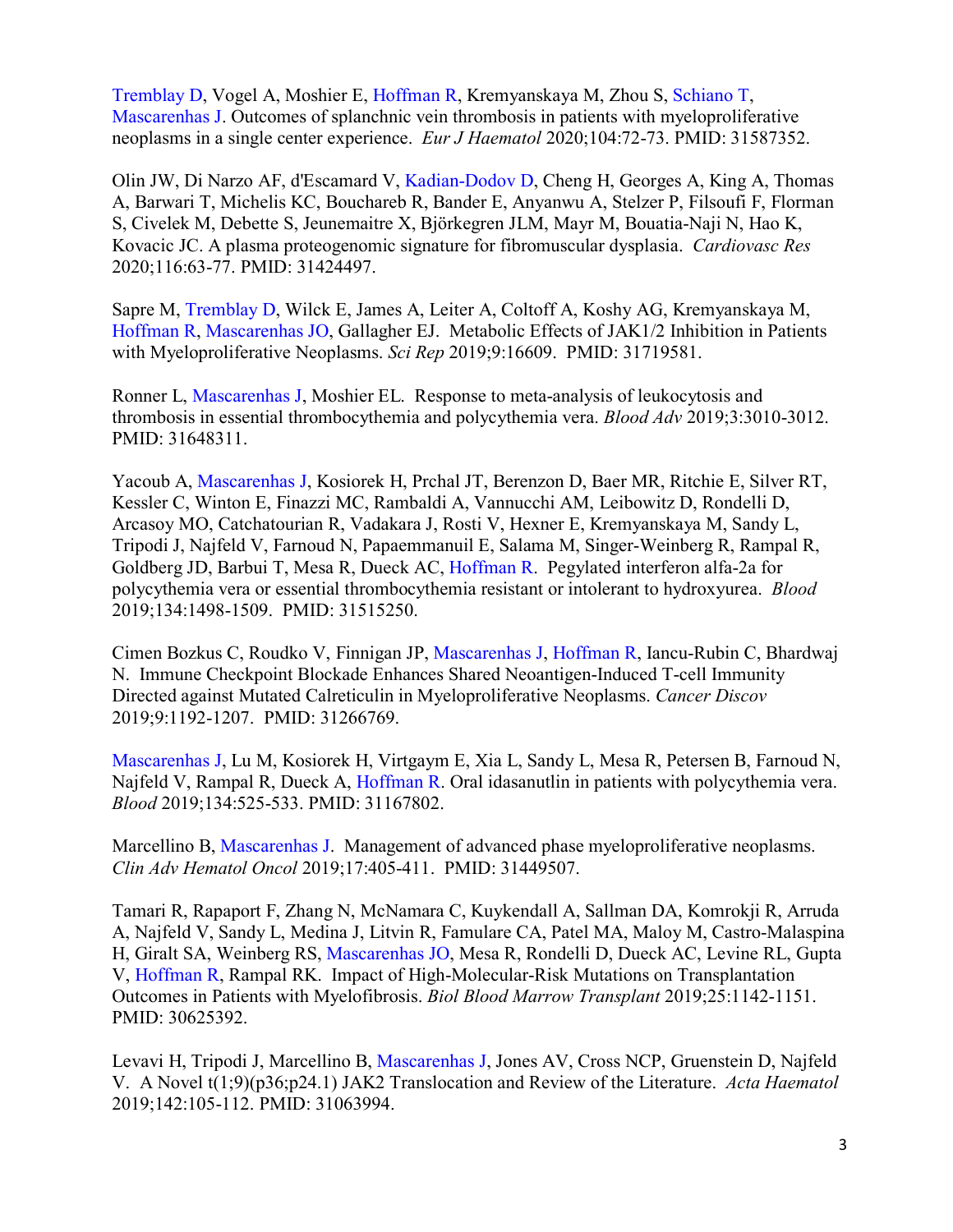Tremblay D, Vogel A, Moshier E, Hoffman R, Kremyanskaya M, Zhou S, Schiano T, Mascarenhas J. Outcomes of splanchnic vein thrombosis in patients with myeloproliferative neoplasms in a single center experience. *Eur J Haematol* 2020;104:72-73. PMID: 31587352.

Olin JW, Di Narzo AF, d'Escamard V, Kadian-Dodov D, Cheng H, Georges A, King A, Thomas A, Barwari T, Michelis KC, Bouchareb R, Bander E, Anyanwu A, Stelzer P, Filsoufi F, Florman S, Civelek M, Debette S, Jeunemaitre X, Björkegren JLM, Mayr M, Bouatia-Naji N, Hao K, Kovacic JC. A plasma proteogenomic signature for fibromuscular dysplasia. *Cardiovasc Res* 2020;116:63-77. PMID: 31424497.

Sapre M, Tremblay D, Wilck E, James A, Leiter A, Coltoff A, Koshy AG, Kremyanskaya M, Hoffman R, Mascarenhas JO, Gallagher EJ. Metabolic Effects of JAK1/2 Inhibition in Patients with Myeloproliferative Neoplasms. *Sci Rep* 2019;9:16609. PMID: 31719581.

Ronner L, Mascarenhas J, Moshier EL. Response to meta-analysis of leukocytosis and thrombosis in essential thrombocythemia and polycythemia vera. *Blood Adv* 2019;3:3010-3012. PMID: 31648311.

Yacoub A, Mascarenhas J, Kosiorek H, Prchal JT, Berenzon D, Baer MR, Ritchie E, Silver RT, Kessler C, Winton E, Finazzi MC, Rambaldi A, Vannucchi AM, Leibowitz D, Rondelli D, Arcasoy MO, Catchatourian R, Vadakara J, Rosti V, Hexner E, Kremyanskaya M, Sandy L, Tripodi J, Najfeld V, Farnoud N, Papaemmanuil E, Salama M, Singer-Weinberg R, Rampal R, Goldberg JD, Barbui T, Mesa R, Dueck AC, Hoffman R. Pegylated interferon alfa-2a for polycythemia vera or essential thrombocythemia resistant or intolerant to hydroxyurea. *Blood* 2019;134:1498-1509. PMID: 31515250.

Cimen Bozkus C, Roudko V, Finnigan JP, Mascarenhas J, Hoffman R, Iancu-Rubin C, Bhardwaj N. Immune Checkpoint Blockade Enhances Shared Neoantigen-Induced T-cell Immunity Directed against Mutated Calreticulin in Myeloproliferative Neoplasms. *Cancer Discov* 2019;9:1192-1207. PMID: 31266769.

Mascarenhas J, Lu M, Kosiorek H, Virtgaym E, Xia L, Sandy L, Mesa R, Petersen B, Farnoud N, Najfeld V, Rampal R, Dueck A, Hoffman R. Oral idasanutlin in patients with polycythemia vera. *Blood* 2019;134:525-533. PMID: 31167802.

Marcellino B, Mascarenhas J. Management of advanced phase myeloproliferative neoplasms. *Clin Adv Hematol Oncol* 2019;17:405-411. PMID: 31449507.

Tamari R, Rapaport F, Zhang N, McNamara C, Kuykendall A, Sallman DA, Komrokji R, Arruda A, Najfeld V, Sandy L, Medina J, Litvin R, Famulare CA, Patel MA, Maloy M, Castro-Malaspina H, Giralt SA, Weinberg RS, Mascarenhas JO, Mesa R, Rondelli D, Dueck AC, Levine RL, Gupta V, Hoffman R, Rampal RK. Impact of High-Molecular-Risk Mutations on Transplantation Outcomes in Patients with Myelofibrosis. *Biol Blood Marrow Transplant* 2019;25:1142-1151. PMID: 30625392.

Levavi H, Tripodi J, Marcellino B, Mascarenhas J, Jones AV, Cross NCP, Gruenstein D, Najfeld V. A Novel t(1;9)(p36;p24.1) JAK2 Translocation and Review of the Literature. *Acta Haematol* 2019;142:105-112. PMID: 31063994.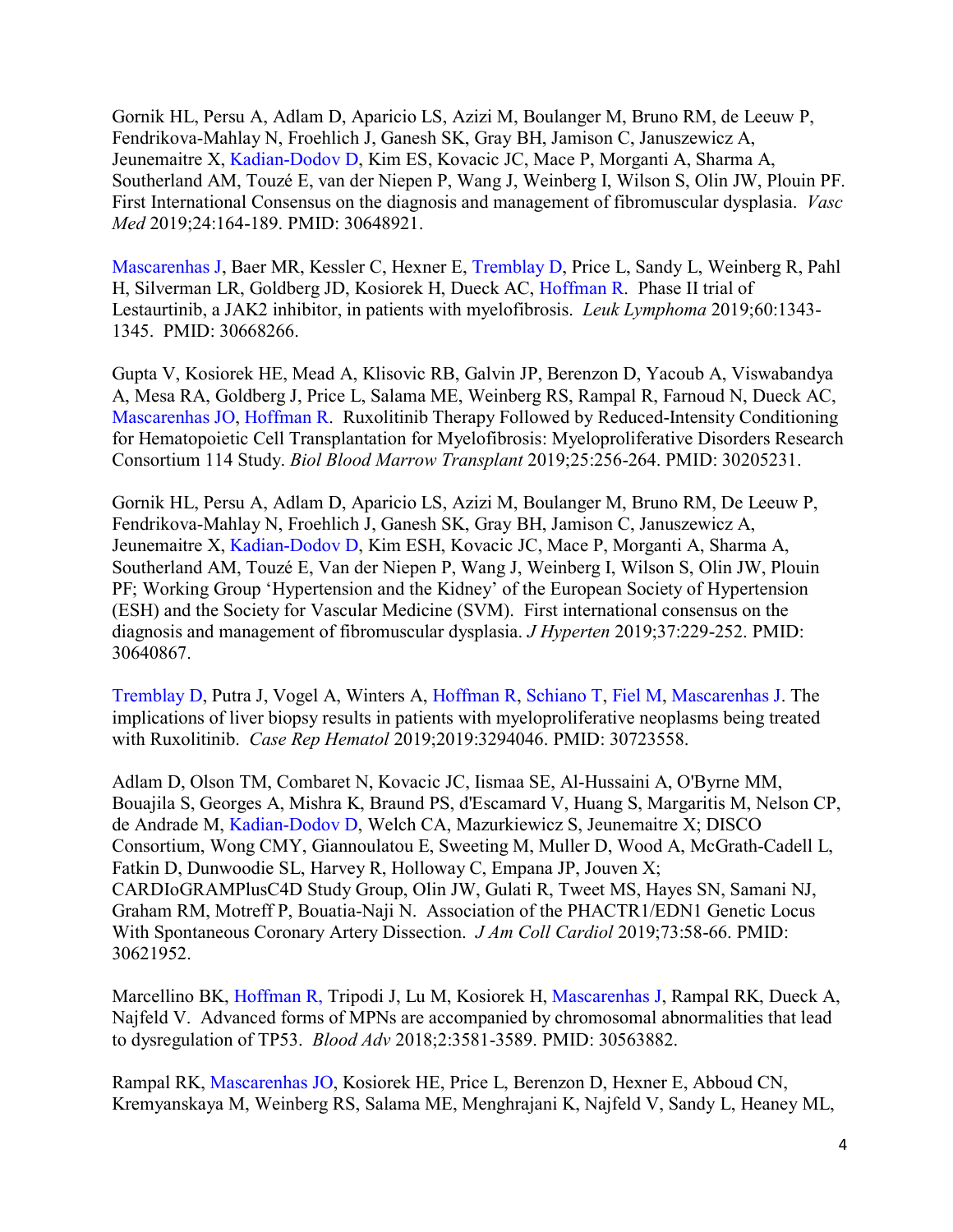Gornik HL, Persu A, Adlam D, Aparicio LS, Azizi M, Boulanger M, Bruno RM, de Leeuw P, Fendrikova-Mahlay N, Froehlich J, Ganesh SK, Gray BH, Jamison C, Januszewicz A, Jeunemaitre X, Kadian-Dodov D, Kim ES, Kovacic JC, Mace P, Morganti A, Sharma A, Southerland AM, Touzé E, van der Niepen P, Wang J, Weinberg I, Wilson S, Olin JW, Plouin PF. First International Consensus on the diagnosis and management of fibromuscular dysplasia. *Vasc Med* 2019;24:164-189. PMID: 30648921.

Mascarenhas J, Baer MR, Kessler C, Hexner E, Tremblay D, Price L, Sandy L, Weinberg R, Pahl H, Silverman LR, Goldberg JD, Kosiorek H, Dueck AC, Hoffman R. Phase II trial of Lestaurtinib, a JAK2 inhibitor, in patients with myelofibrosis. *Leuk Lymphoma* 2019;60:1343-1345. PMID: 30668266.

Gupta V, Kosiorek HE, Mead A, Klisovic RB, Galvin JP, Berenzon D, Yacoub A, Viswabandya A, Mesa RA, Goldberg J, Price L, Salama ME, Weinberg RS, Rampal R, Farnoud N, Dueck AC, Mascarenhas JO, Hoffman R. Ruxolitinib Therapy Followed by Reduced-Intensity Conditioning for Hematopoietic Cell Transplantation for Myelofibrosis: Myeloproliferative Disorders Research Consortium 114 Study. *Biol Blood Marrow Transplant* 2019;25:256-264. PMID: 30205231.

Gornik HL, Persu A, Adlam D, Aparicio LS, Azizi M, Boulanger M, Bruno RM, De Leeuw P, Fendrikova-Mahlay N, Froehlich J, Ganesh SK, Gray BH, Jamison C, Januszewicz A, Jeunemaitre X, Kadian-Dodov D, Kim ESH, Kovacic JC, Mace P, Morganti A, Sharma A, Southerland AM, Touzé E, Van der Niepen P, Wang J, Weinberg I, Wilson S, Olin JW, Plouin PF; Working Group 'Hypertension and the Kidney' of the European Society of Hypertension (ESH) and the Society for Vascular Medicine (SVM). First international consensus on the diagnosis and management of fibromuscular dysplasia. *J Hyperten* 2019;37:229-252. PMID: 30640867.

Tremblay D, Putra J, Vogel A, Winters A, Hoffman R, Schiano T, Fiel M, Mascarenhas J. The implications of liver biopsy results in patients with myeloproliferative neoplasms being treated with Ruxolitinib. *Case Rep Hematol* 2019;2019:3294046. PMID: 30723558.

Adlam D, Olson TM, Combaret N, Kovacic JC, Iismaa SE, Al-Hussaini A, O'Byrne MM, Bouajila S, Georges A, Mishra K, Braund PS, d'Escamard V, Huang S, Margaritis M, Nelson CP, de Andrade M, Kadian-Dodov D, Welch CA, Mazurkiewicz S, Jeunemaitre X; DISCO Consortium, Wong CMY, Giannoulatou E, Sweeting M, Muller D, Wood A, McGrath-Cadell L, Fatkin D, Dunwoodie SL, Harvey R, Holloway C, Empana JP, Jouven X; CARDIoGRAMPlusC4D Study Group, Olin JW, Gulati R, Tweet MS, Hayes SN, Samani NJ, Graham RM, Motreff P, Bouatia-Naji N. Association of the PHACTR1/EDN1 Genetic Locus With Spontaneous Coronary Artery Dissection. *J Am Coll Cardiol* 2019;73:58-66. PMID: 30621952.

Marcellino BK, Hoffman R, Tripodi J, Lu M, Kosiorek H, Mascarenhas J, Rampal RK, Dueck A, Najfeld V. Advanced forms of MPNs are accompanied by chromosomal abnormalities that lead to dysregulation of TP53. *Blood Adv* 2018;2:3581-3589. PMID: 30563882.

Rampal RK, Mascarenhas JO, Kosiorek HE, Price L, Berenzon D, Hexner E, Abboud CN, Kremyanskaya M, Weinberg RS, Salama ME, Menghrajani K, Najfeld V, Sandy L, Heaney ML,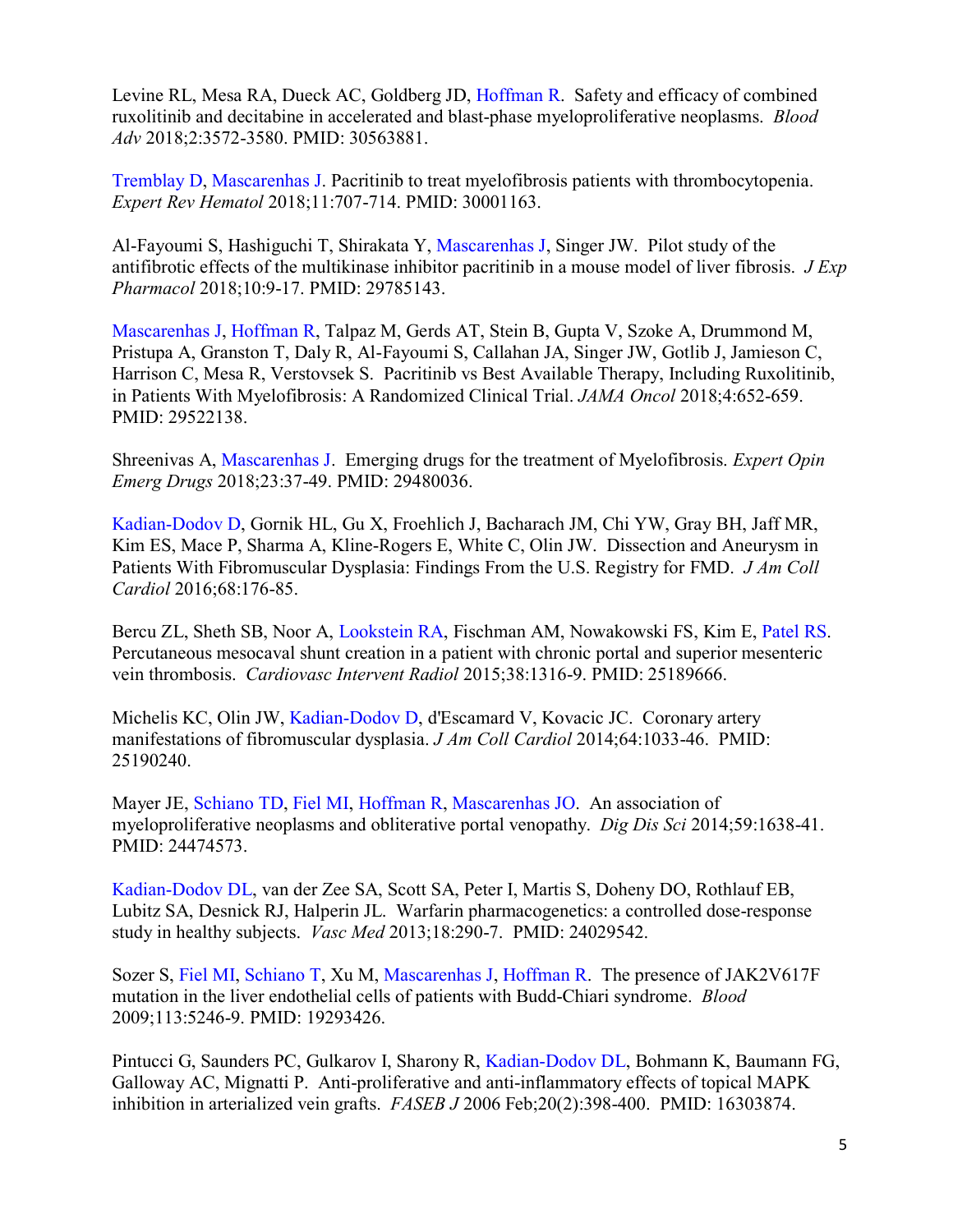Levine RL, Mesa RA, Dueck AC, Goldberg JD, Hoffman R. Safety and efficacy of combined ruxolitinib and decitabine in accelerated and blast-phase myeloproliferative neoplasms. *Blood Adv* 2018;2:3572-3580. PMID: 30563881.

Tremblay D, Mascarenhas J. Pacritinib to treat myelofibrosis patients with thrombocytopenia. *Expert Rev Hematol* 2018;11:707-714. PMID: 30001163.

Al-Fayoumi S, Hashiguchi T, Shirakata Y, Mascarenhas J, Singer JW. Pilot study of the antifibrotic effects of the multikinase inhibitor pacritinib in a mouse model of liver fibrosis. *J Exp Pharmacol* 2018;10:9-17. PMID: 29785143.

Mascarenhas J, Hoffman R, Talpaz M, Gerds AT, Stein B, Gupta V, Szoke A, Drummond M, Pristupa A, Granston T, Daly R, Al-Fayoumi S, Callahan JA, Singer JW, Gotlib J, Jamieson C, Harrison C, Mesa R, Verstovsek S. Pacritinib vs Best Available Therapy, Including Ruxolitinib, in Patients With Myelofibrosis: A Randomized Clinical Trial. *JAMA Oncol* 2018;4:652-659. PMID: 29522138.

Shreenivas A, Mascarenhas J. Emerging drugs for the treatment of Myelofibrosis. *Expert Opin Emerg Drugs* 2018;23:37-49. PMID: 29480036.

Kadian-Dodov D, Gornik HL, Gu X, Froehlich J, Bacharach JM, Chi YW, Gray BH, Jaff MR, Kim ES, Mace P, Sharma A, Kline-Rogers E, White C, Olin JW. Dissection and Aneurysm in Patients With Fibromuscular Dysplasia: Findings From the U.S. Registry for FMD. *J Am Coll Cardiol* 2016;68:176-85.

Bercu ZL, Sheth SB, Noor A, Lookstein RA, Fischman AM, Nowakowski FS, Kim E, Patel RS. Percutaneous mesocaval shunt creation in a patient with chronic portal and superior mesenteric vein thrombosis. *Cardiovasc Intervent Radiol* 2015;38:1316-9. PMID: 25189666.

Michelis KC, Olin JW, Kadian-Dodov D, d'Escamard V, Kovacic JC. Coronary artery manifestations of fibromuscular dysplasia. *J Am Coll Cardiol* 2014;64:1033-46. PMID: 25190240.

Mayer JE, Schiano TD, Fiel MI, Hoffman R, Mascarenhas JO. An association of myeloproliferative neoplasms and obliterative portal venopathy. *Dig Dis Sci* 2014;59:1638-41. PMID: 24474573.

Kadian-Dodov DL, van der Zee SA, Scott SA, Peter I, Martis S, Doheny DO, Rothlauf EB, Lubitz SA, Desnick RJ, Halperin JL. Warfarin pharmacogenetics: a controlled dose-response study in healthy subjects. *Vasc Med* 2013;18:290-7. PMID: 24029542.

Sozer S, Fiel MI, Schiano T, Xu M, Mascarenhas J, Hoffman R. The presence of JAK2V617F mutation in the liver endothelial cells of patients with Budd-Chiari syndrome. *Blood* 2009;113:5246-9. PMID: 19293426.

Pintucci G, Saunders PC, Gulkarov I, Sharony R, Kadian-Dodov DL, Bohmann K, Baumann FG, Galloway AC, Mignatti P. Anti-proliferative and anti-inflammatory effects of topical MAPK inhibition in arterialized vein grafts. *FASEB J* 2006 Feb;20(2):398-400. PMID: 16303874.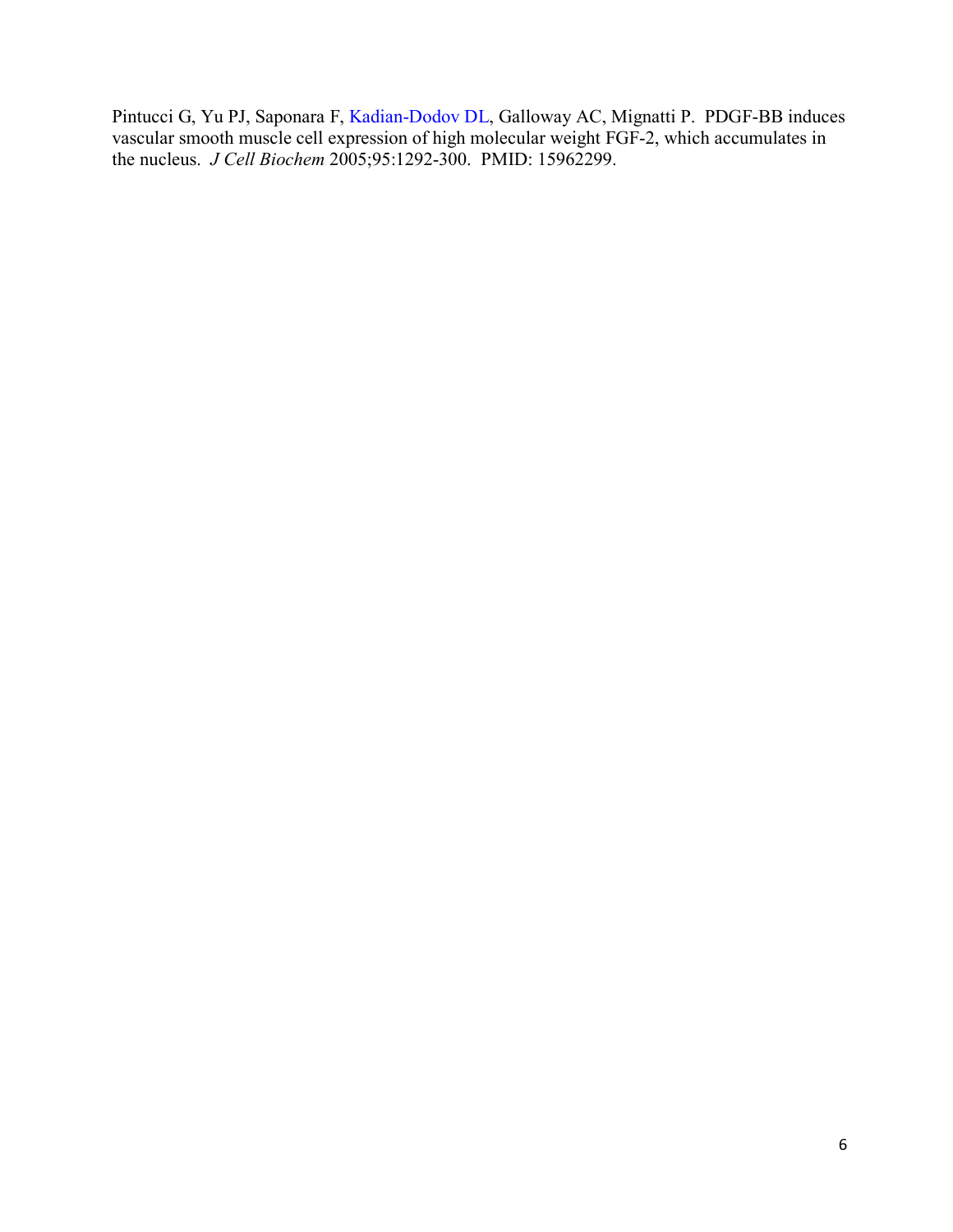Pintucci G, Yu PJ, Saponara F, Kadian-Dodov DL, Galloway AC, Mignatti P. PDGF-BB induces vascular smooth muscle cell expression of high molecular weight FGF-2, which accumulates in the nucleus. *J Cell Biochem* 2005;95:1292-300. PMID: 15962299.